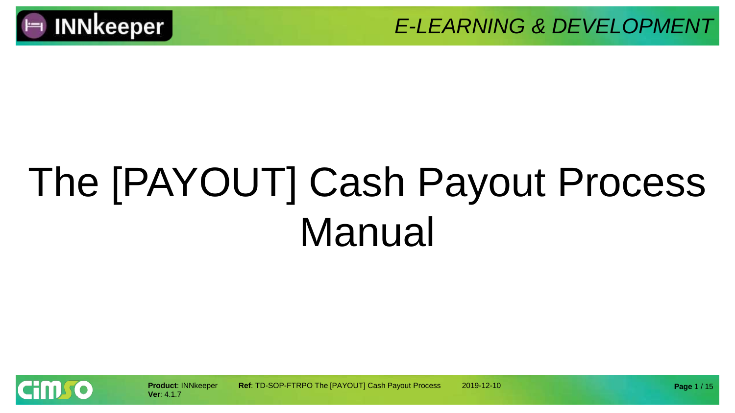# The [PAYOUT] Cash Payout Process Manual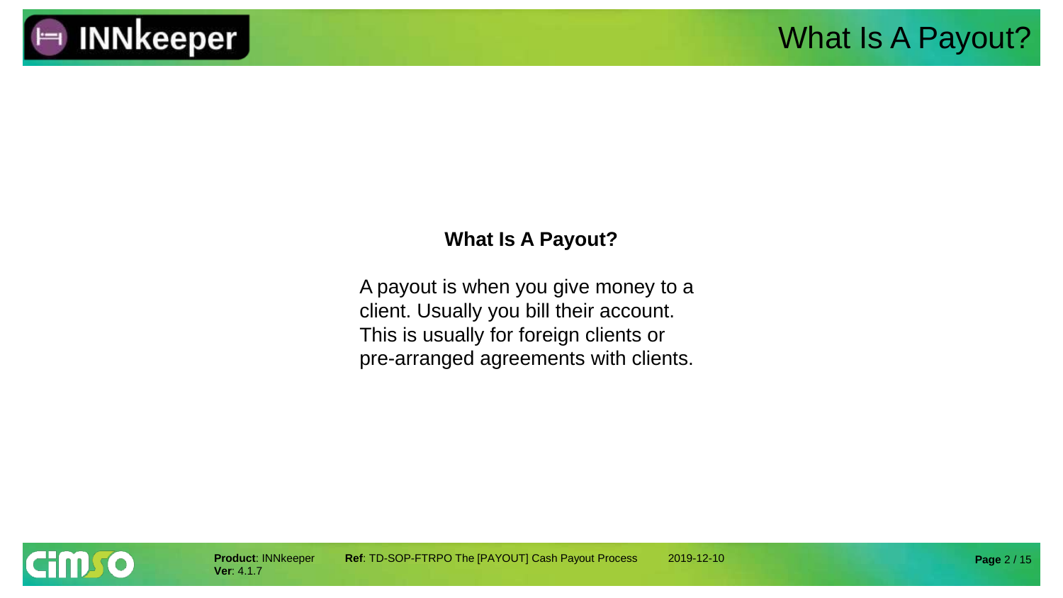## What Is A Payout?

A payout is when you give money to a client. Usually you bill their account. This is usually for foreign clients or pre-arranged agreements with clients.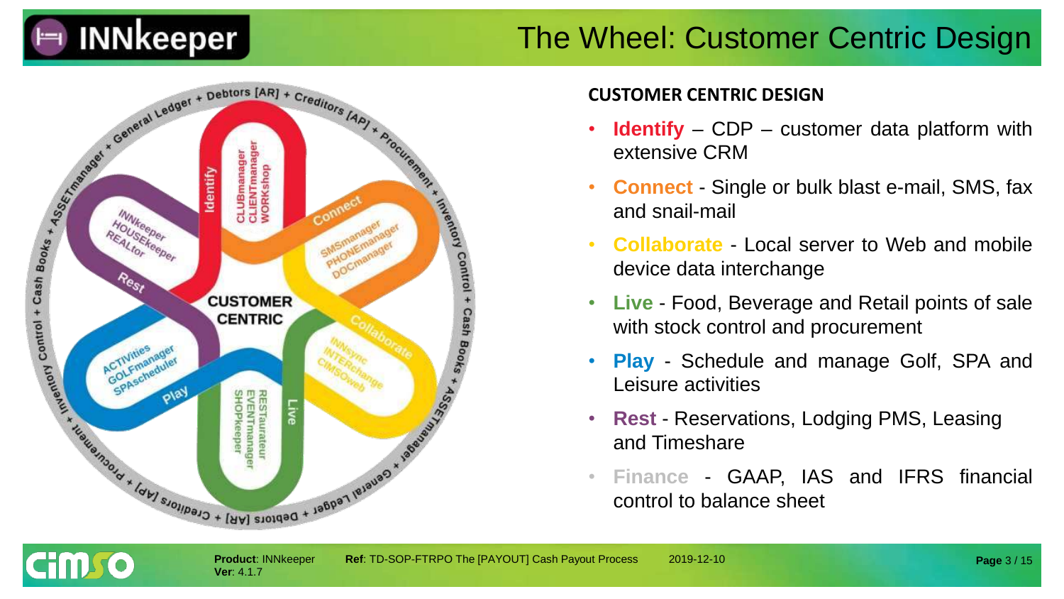# The Wheel: Customer Centric Design

CUSTOMER CENTRIC

Identify: CLUBmanager, CLIENTmanager, WORKshop

Connect: SMSmanager, PHONEmanager, DOCmanager

Collaborate: INNSync, INTERchange, CIMSOweb

Live: RESTaurateur, EVENTmanager, SHOPkeeper

Play: ACTIVities, GOLFmanager, SPAscheduler

Rest: INNkeeper, HOUSEkeeper, REALtor

General Ledger + Debtors [AR] + Creditors [AP] + Procurement + Inventory Control + Cash Books + ASSETmanager

## CUSTOMER CENTRIC DESIGN

- **Identify** – CDP – customer data platform with extensive CRM
- **Connect** - Single or bulk blast e-mail, SMS, fax and snail-mail
- **Collaborate** - Local server to Web and mobile device data interchange
- **Live** - Food, Beverage and Retail points of sale with stock control and procurement
- **Play** - Schedule and manage Golf, SPA and Leisure activities
- **Rest** - Reservations, Lodging PMS, Leasing and Timeshare
- **Finance** - GAAP, IAS and IFRS financial control to balance sheet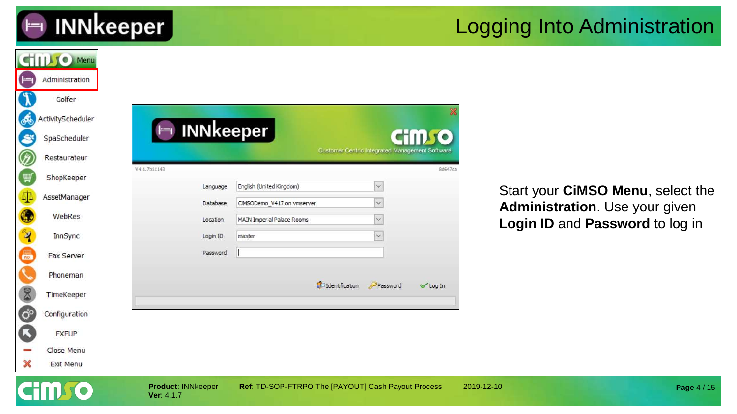# Logging Into Administration

Start your **CiMSO Menu**, select the **Administration**. Use your given **Login ID** and **Password** to log in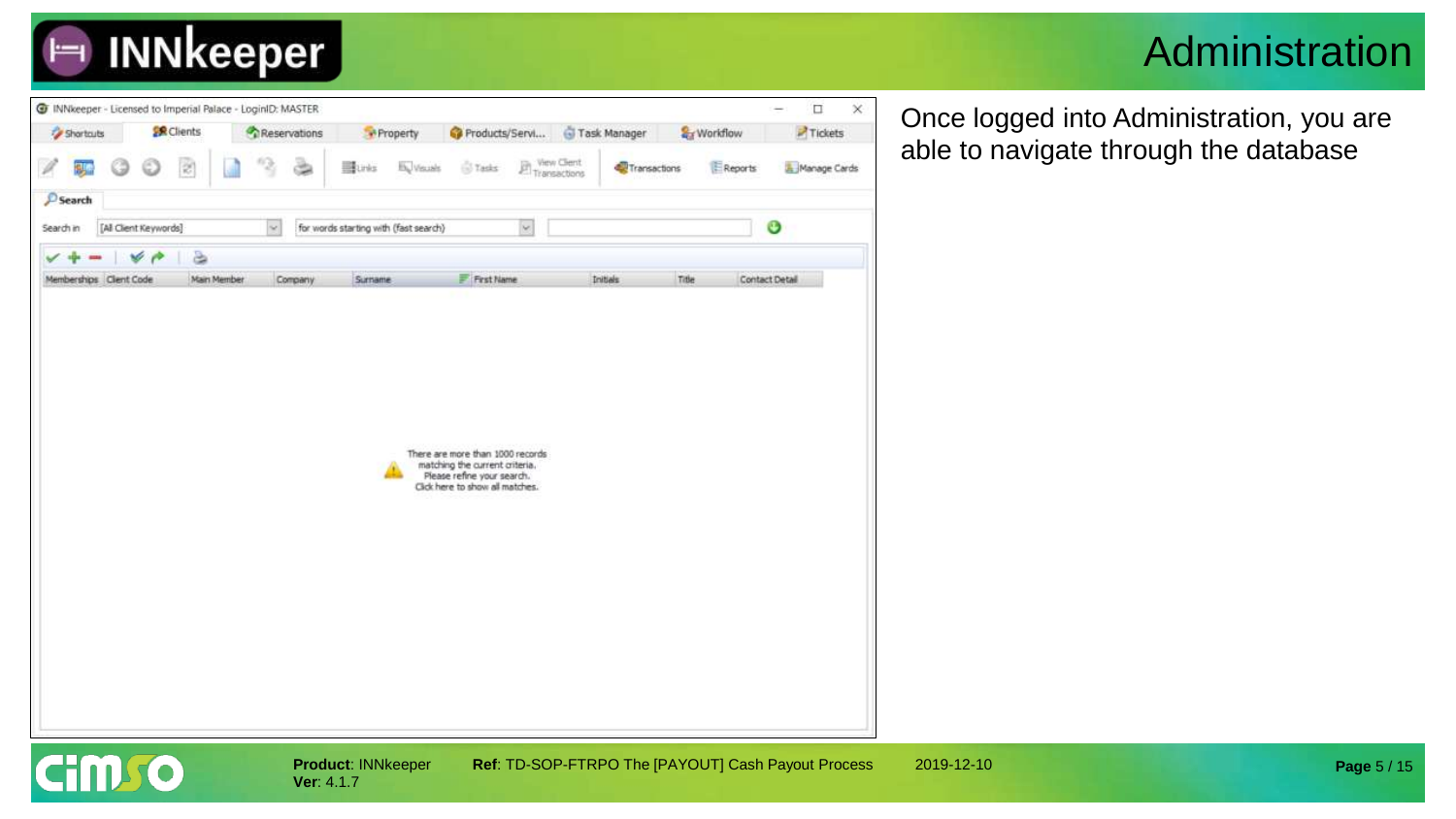# Administration

Once logged into Administration, you are able to navigate through the database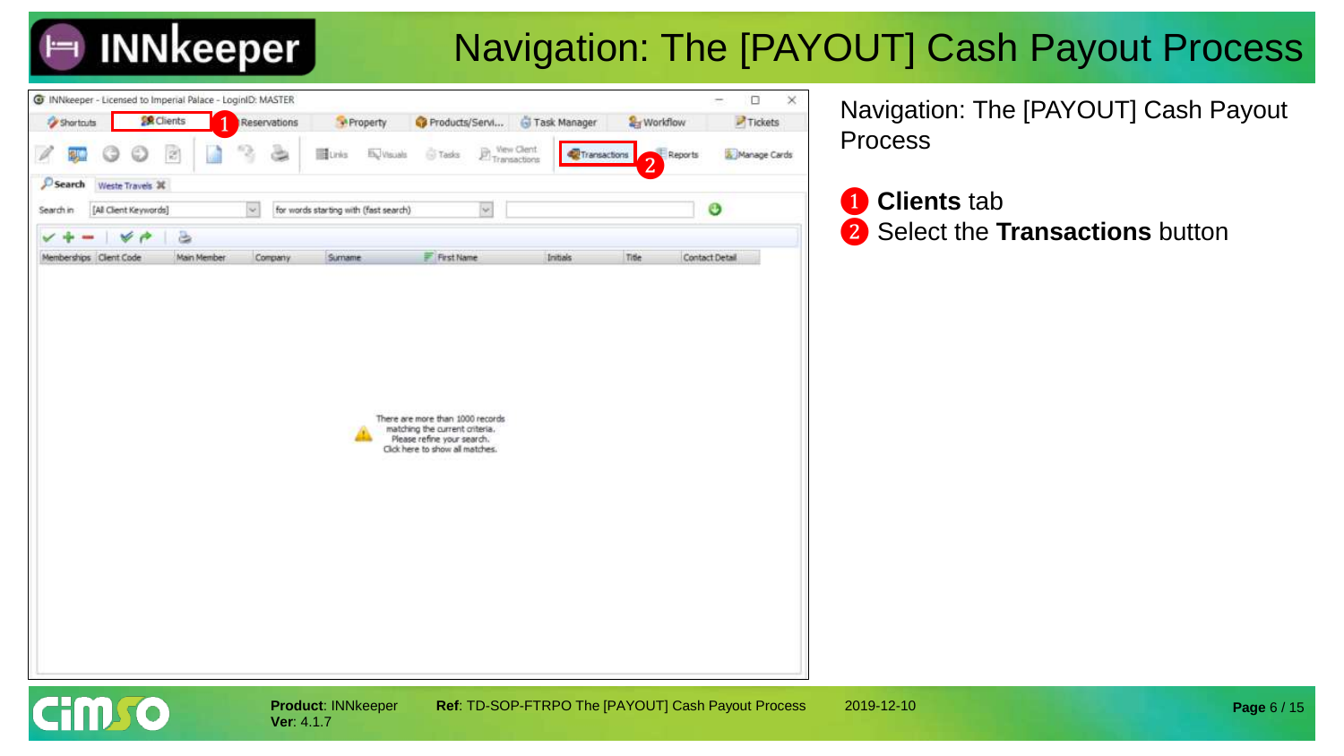# Navigation: The [PAYOUT] Cash Payout Process

Navigation: The [PAYOUT] Cash Payout Process

1. **Clients** tab
2. Select the **Transactions** button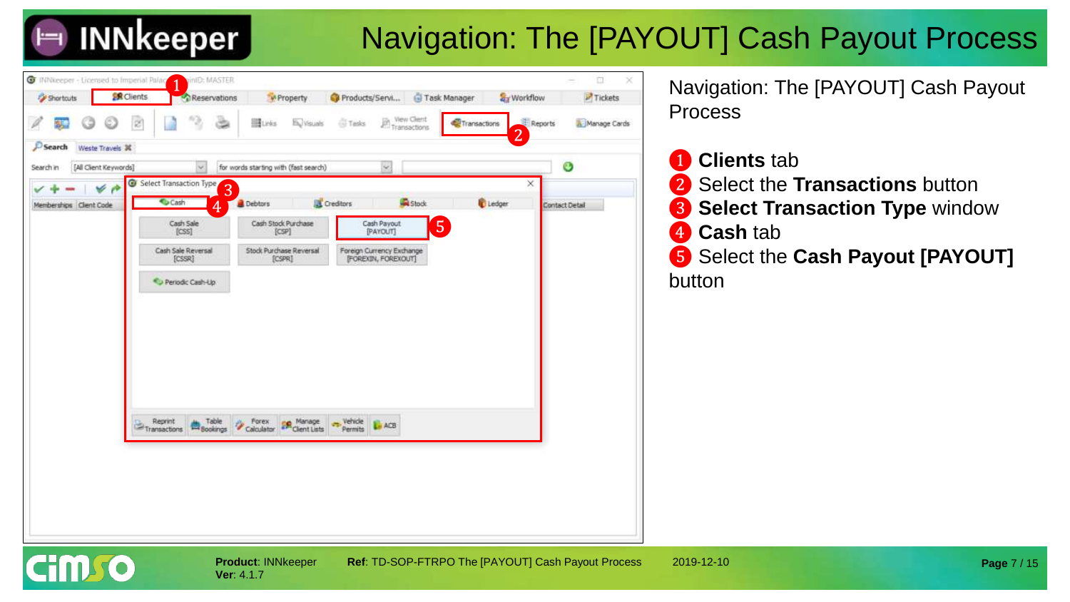# Navigation: The [PAYOUT] Cash Payout Process

Navigation: The [PAYOUT] Cash Payout Process

1. **Clients** tab
2. Select the **Transactions** button
3. **Select Transaction Type** window
4. **Cash** tab
5. Select the **Cash Payout [PAYOUT]** button

**Product**: INNkeeper
**Ver**: 4.1.7

**Ref**: TD-SOP-FTRPO The [PAYOUT] Cash Payout Process

2019-12-10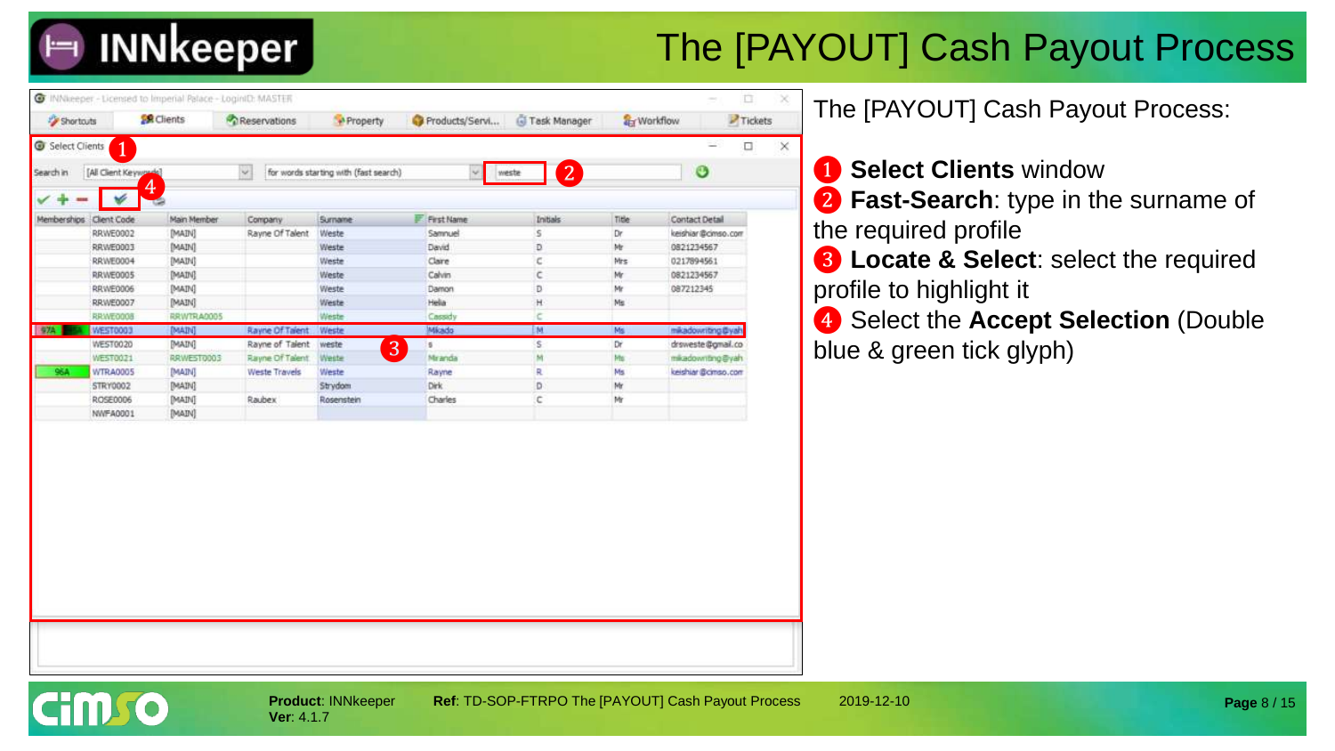# The [PAYOUT] Cash Payout Process

The [PAYOUT] Cash Payout Process:

❶ **Select Clients** window
❷ **Fast-Search**: type in the surname of the required profile
❸ **Locate & Select**: select the required profile to highlight it
❹ Select the **Accept Selection** (Double blue & green tick glyph)

**Product**: INNkeeper
**Ver**: 4.1.7
**Ref**: TD-SOP-FTRPO The [PAYOUT] Cash Payout Process
2019-12-10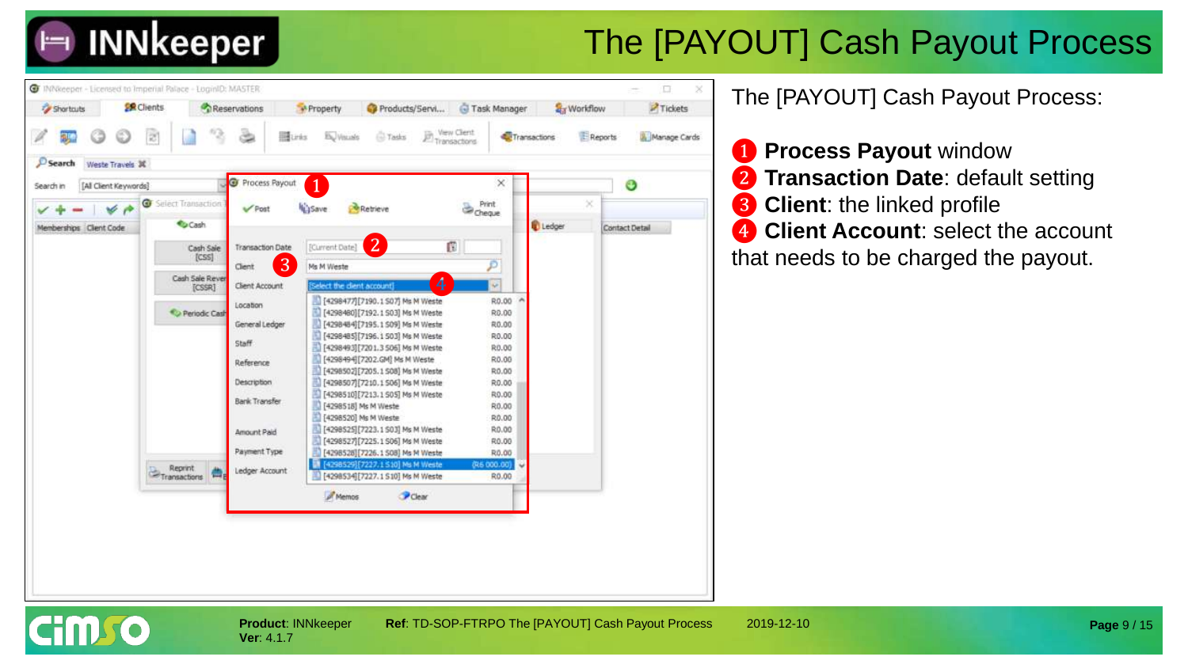# The [PAYOUT] Cash Payout Process

The [PAYOUT] Cash Payout Process:

1. **Process Payout** window
2. **Transaction Date**: default setting
3. **Client**: the linked profile
4. **Client Account**: select the account that needs to be charged the payout.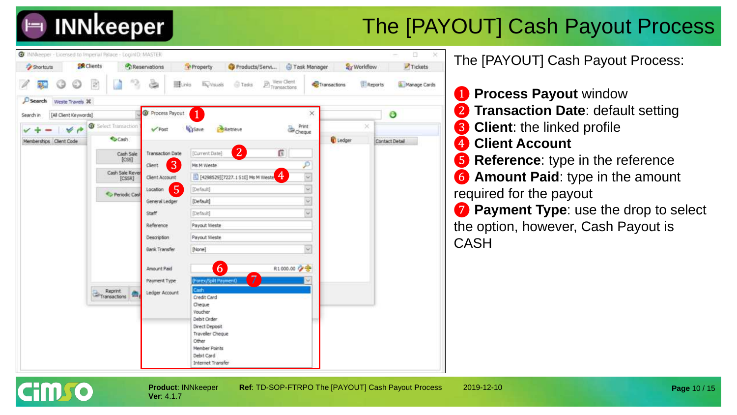# The [PAYOUT] Cash Payout Process

The [PAYOUT] Cash Payout Process:

1. **Process Payout** window
2. **Transaction Date**: default setting
3. **Client**: the linked profile
4. **Client Account**
5. **Reference**: type in the reference
6. **Amount Paid**: type in the amount required for the payout
7. **Payment Type**: use the drop to select the option, however, Cash Payout is CASH

**Product**: INNkeeper **Ref**: TD-SOP-FTRPO The [PAYOUT] Cash Payout Process 2019-12-10
**Ver**: 4.1.7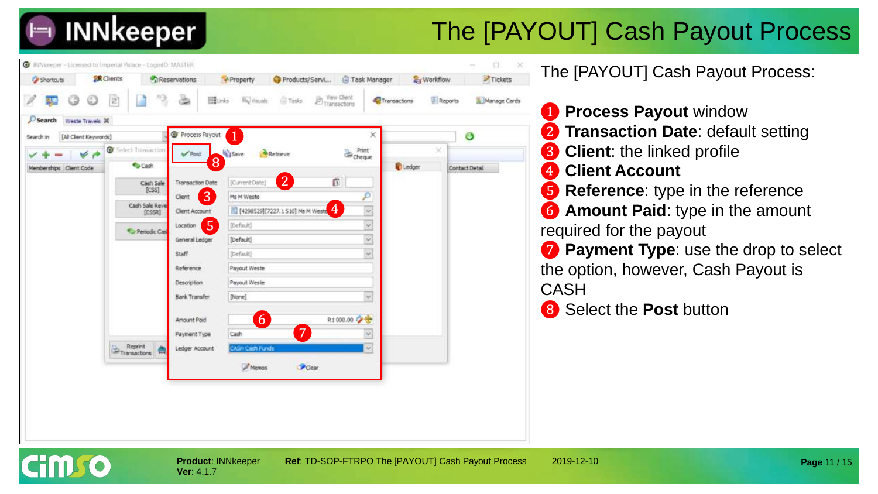# The [PAYOUT] Cash Payout Process

The [PAYOUT] Cash Payout Process:

1. **Process Payout** window
2. **Transaction Date**: default setting
3. **Client**: the linked profile
4. **Client Account**
5. **Reference**: type in the reference
6. **Amount Paid**: type in the amount required for the payout
7. **Payment Type**: use the drop to select the option, however, Cash Payout is CASH
8. Select the **Post** button

**Product**: INNkeeper
**Ver**: 4.1.7

**Ref**: TD-SOP-FTRPO The [PAYOUT] Cash Payout Process

2019-12-10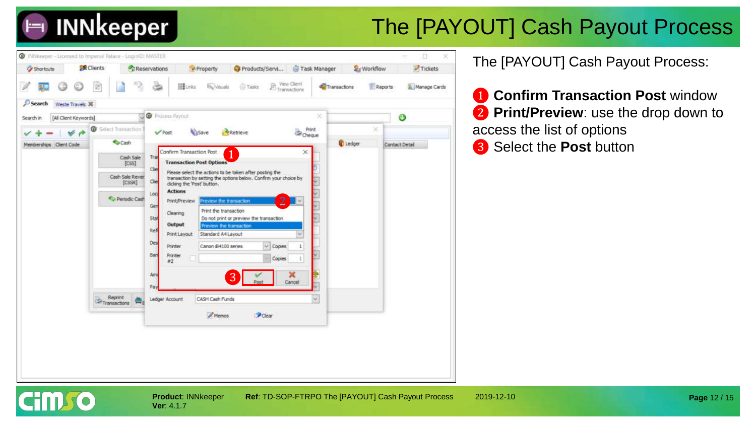# The [PAYOUT] Cash Payout Process

The [PAYOUT] Cash Payout Process:

1. **Confirm Transaction Post** window
2. **Print/Preview**: use the drop down to access the list of options
3. Select the **Post** button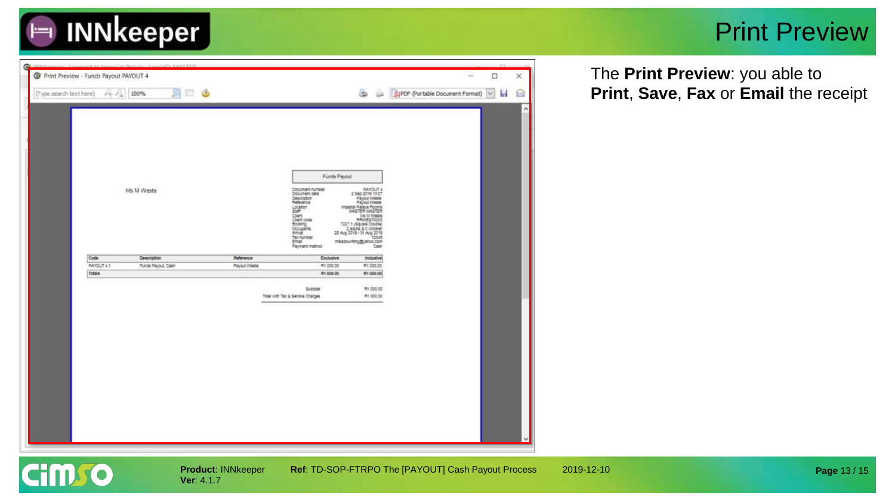# Print Preview

The **Print Preview**: you able to **Print**, **Save**, **Fax** or **Email** the receipt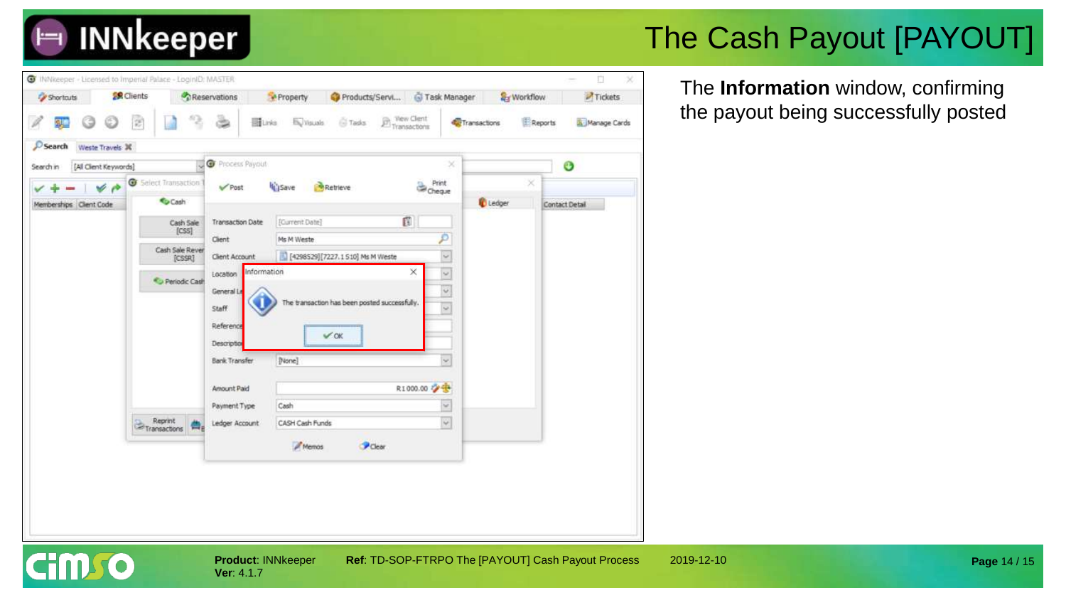# The Cash Payout [PAYOUT]

The **Information** window, confirming the payout being successfully posted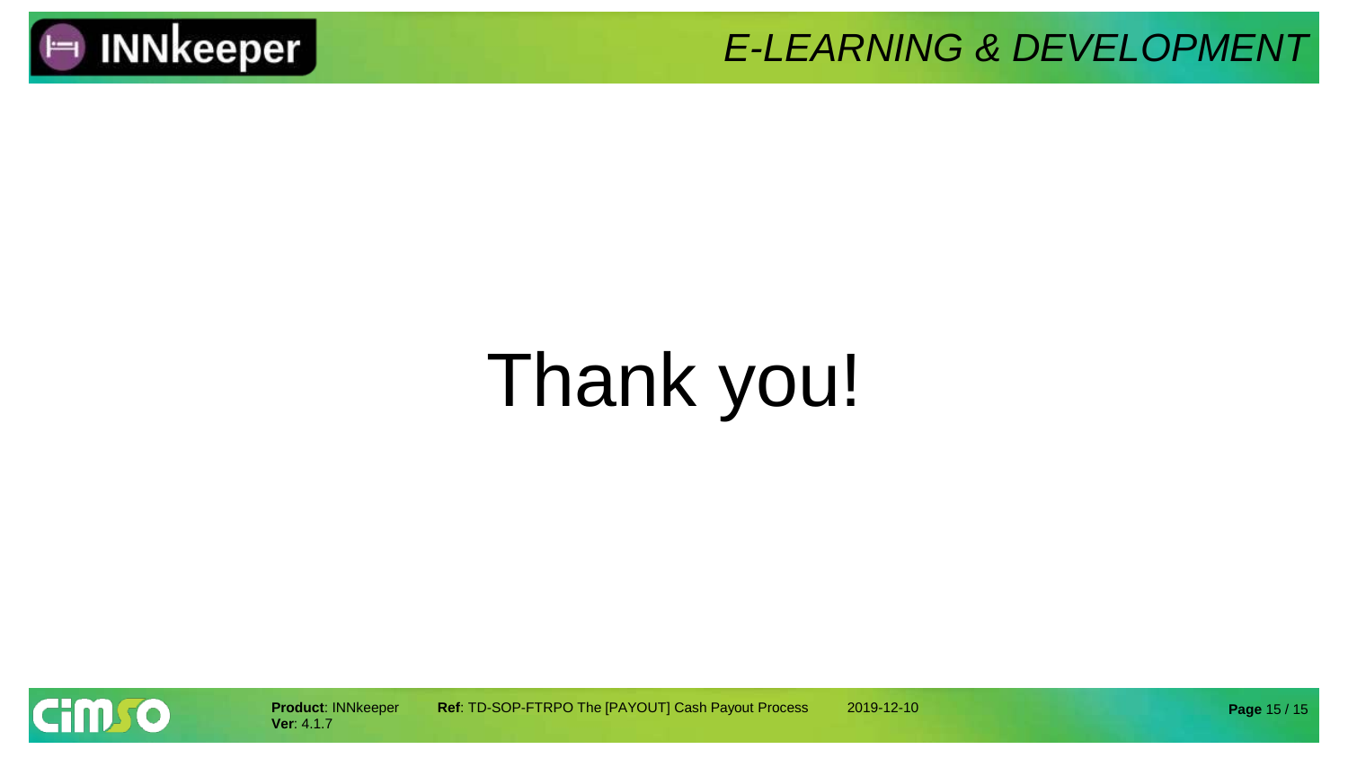# Thank you!